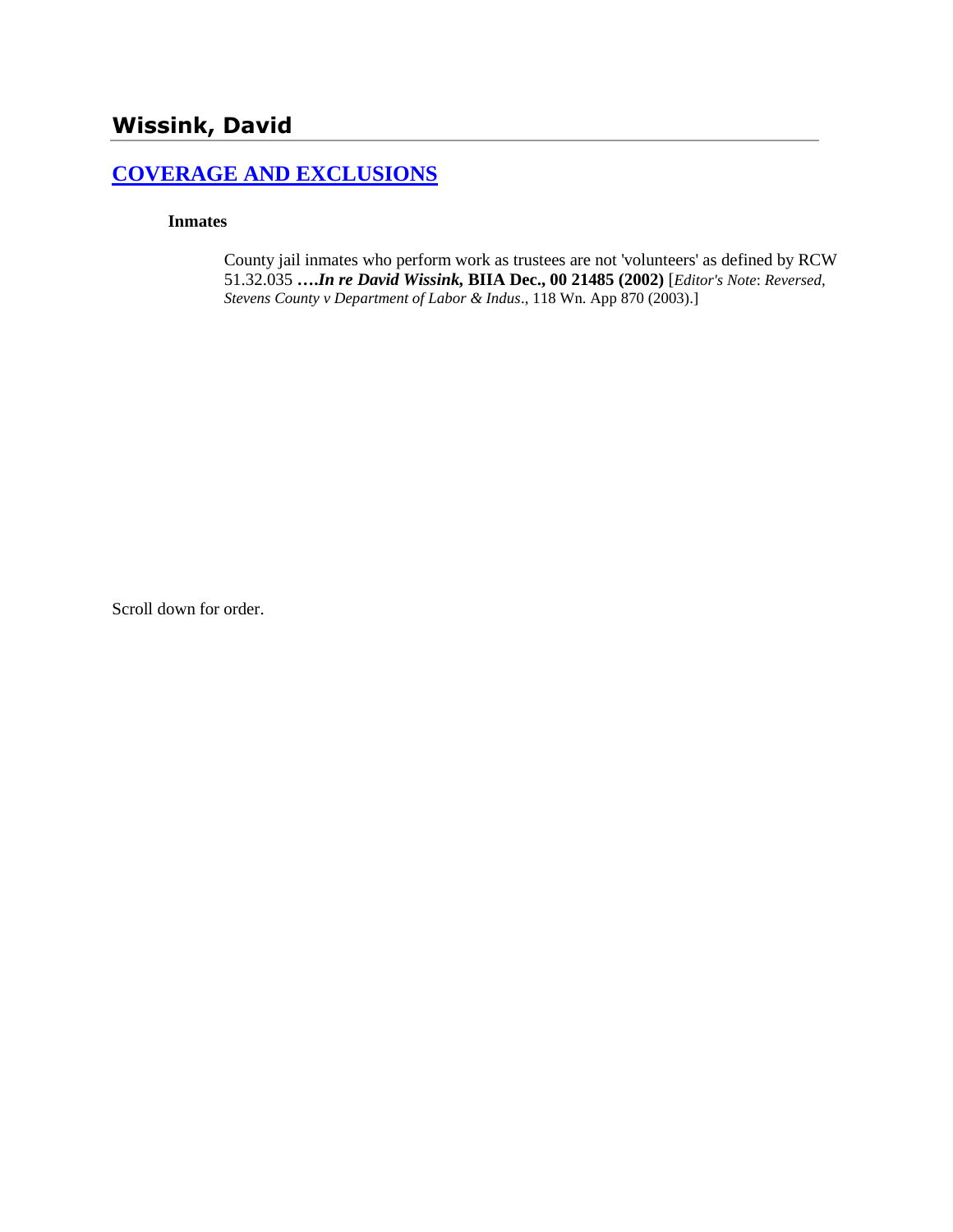# Wissink, David

## [COVERAGE AND EXCLUSIONS]

### Inmates

County jail inmates who perform work as trustees are not 'volunteers' as defined by RCW 51.32.035 **….*In re David Wissink*, BIIA Dec., 00 21485 (2002)** [*Editor's Note*: *Reversed, Stevens County v Department of Labor & Indus*., 118 Wn. App 870 (2003).]

Scroll down for order.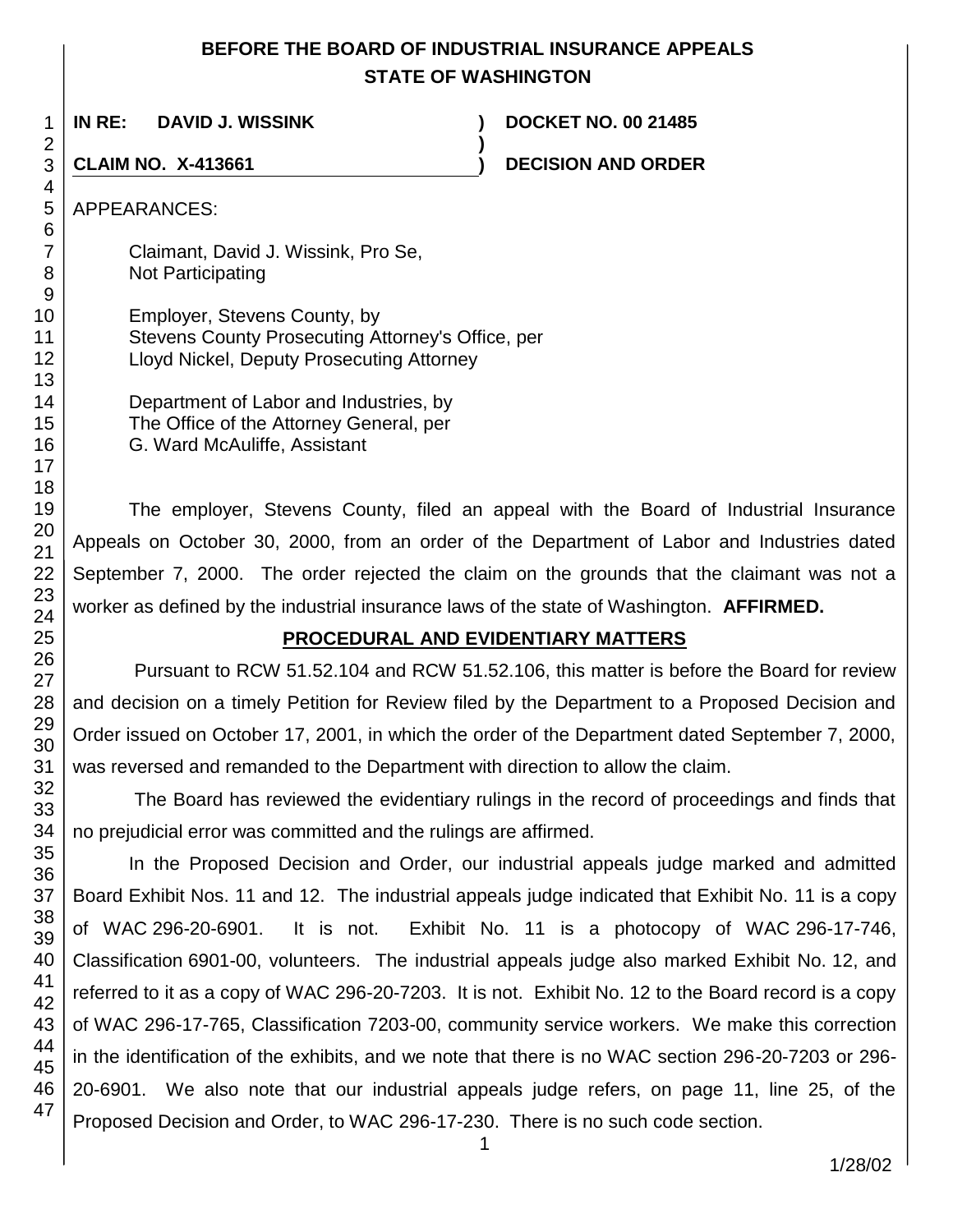# BEFORE THE BOARD OF INDUSTRIAL INSURANCE APPEALS
## STATE OF WASHINGTON

**IN RE: DAVID J. WISSINK** ) **DOCKET NO. 00 21485**
)
**CLAIM NO. X-413661** ) **DECISION AND ORDER**

APPEARANCES:

Claimant, David J. Wissink, Pro Se,
Not Participating

Employer, Stevens County, by
Stevens County Prosecuting Attorney's Office, per
Lloyd Nickel, Deputy Prosecuting Attorney

Department of Labor and Industries, by
The Office of the Attorney General, per
G. Ward McAuliffe, Assistant

The employer, Stevens County, filed an appeal with the Board of Industrial Insurance Appeals on October 30, 2000, from an order of the Department of Labor and Industries dated September 7, 2000. The order rejected the claim on the grounds that the claimant was not a worker as defined by the industrial insurance laws of the state of Washington. **AFFIRMED.**

## PROCEDURAL AND EVIDENTIARY MATTERS

Pursuant to RCW 51.52.104 and RCW 51.52.106, this matter is before the Board for review and decision on a timely Petition for Review filed by the Department to a Proposed Decision and Order issued on October 17, 2001, in which the order of the Department dated September 7, 2000, was reversed and remanded to the Department with direction to allow the claim.

The Board has reviewed the evidentiary rulings in the record of proceedings and finds that no prejudicial error was committed and the rulings are affirmed.

In the Proposed Decision and Order, our industrial appeals judge marked and admitted Board Exhibit Nos. 11 and 12. The industrial appeals judge indicated that Exhibit No. 11 is a copy of WAC 296-20-6901. It is not. Exhibit No. 11 is a photocopy of WAC 296-17-746, Classification 6901-00, volunteers. The industrial appeals judge also marked Exhibit No. 12, and referred to it as a copy of WAC 296-20-7203. It is not. Exhibit No. 12 to the Board record is a copy of WAC 296-17-765, Classification 7203-00, community service workers. We make this correction in the identification of the exhibits, and we note that there is no WAC section 296-20-7203 or 296-20-6901. We also note that our industrial appeals judge refers, on page 11, line 25, of the Proposed Decision and Order, to WAC 296-17-230. There is no such code section.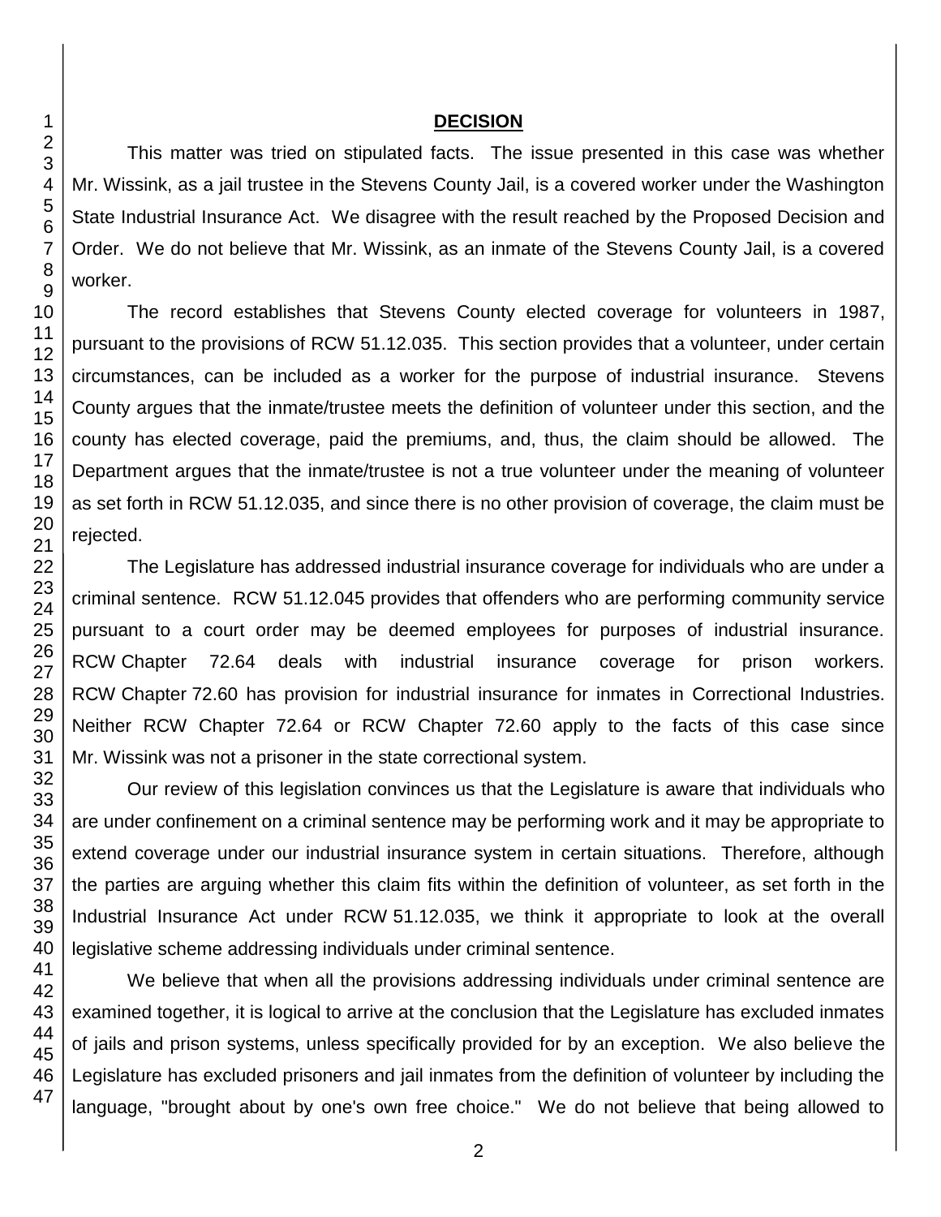## DECISION

This matter was tried on stipulated facts. The issue presented in this case was whether Mr. Wissink, as a jail trustee in the Stevens County Jail, is a covered worker under the Washington State Industrial Insurance Act. We disagree with the result reached by the Proposed Decision and Order. We do not believe that Mr. Wissink, as an inmate of the Stevens County Jail, is a covered worker.

The record establishes that Stevens County elected coverage for volunteers in 1987, pursuant to the provisions of RCW 51.12.035. This section provides that a volunteer, under certain circumstances, can be included as a worker for the purpose of industrial insurance. Stevens County argues that the inmate/trustee meets the definition of volunteer under this section, and the county has elected coverage, paid the premiums, and, thus, the claim should be allowed. The Department argues that the inmate/trustee is not a true volunteer under the meaning of volunteer as set forth in RCW 51.12.035, and since there is no other provision of coverage, the claim must be rejected.

The Legislature has addressed industrial insurance coverage for individuals who are under a criminal sentence. RCW 51.12.045 provides that offenders who are performing community service pursuant to a court order may be deemed employees for purposes of industrial insurance. RCW Chapter 72.64 deals with industrial insurance coverage for prison workers. RCW Chapter 72.60 has provision for industrial insurance for inmates in Correctional Industries. Neither RCW Chapter 72.64 or RCW Chapter 72.60 apply to the facts of this case since Mr. Wissink was not a prisoner in the state correctional system.

Our review of this legislation convinces us that the Legislature is aware that individuals who are under confinement on a criminal sentence may be performing work and it may be appropriate to extend coverage under our industrial insurance system in certain situations. Therefore, although the parties are arguing whether this claim fits within the definition of volunteer, as set forth in the Industrial Insurance Act under RCW 51.12.035, we think it appropriate to look at the overall legislative scheme addressing individuals under criminal sentence.

We believe that when all the provisions addressing individuals under criminal sentence are examined together, it is logical to arrive at the conclusion that the Legislature has excluded inmates of jails and prison systems, unless specifically provided for by an exception. We also believe the Legislature has excluded prisoners and jail inmates from the definition of volunteer by including the language, "brought about by one's own free choice." We do not believe that being allowed to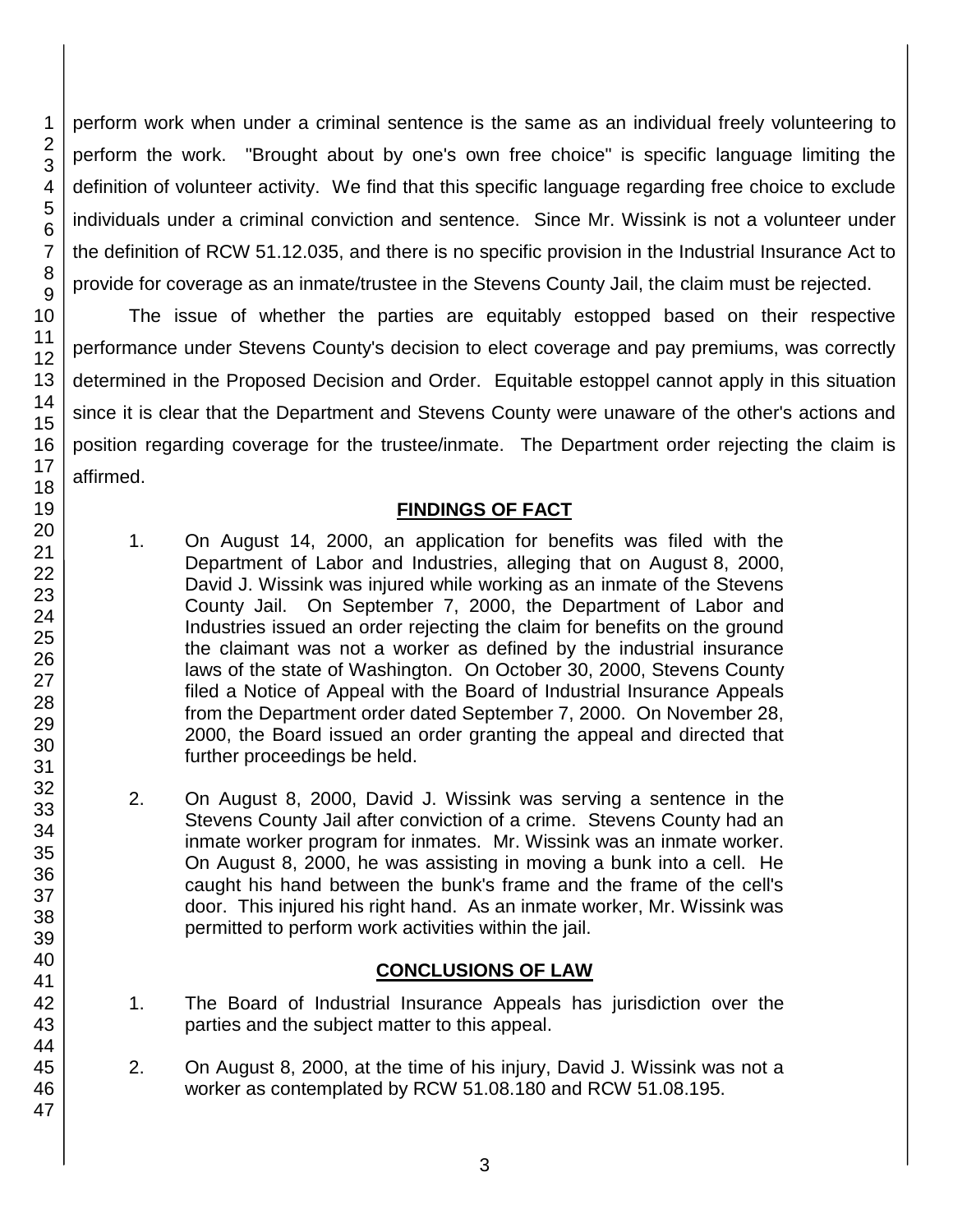perform work when under a criminal sentence is the same as an individual freely volunteering to perform the work. "Brought about by one's own free choice" is specific language limiting the definition of volunteer activity. We find that this specific language regarding free choice to exclude individuals under a criminal conviction and sentence. Since Mr. Wissink is not a volunteer under the definition of RCW 51.12.035, and there is no specific provision in the Industrial Insurance Act to provide for coverage as an inmate/trustee in the Stevens County Jail, the claim must be rejected.

The issue of whether the parties are equitably estopped based on their respective performance under Stevens County's decision to elect coverage and pay premiums, was correctly determined in the Proposed Decision and Order. Equitable estoppel cannot apply in this situation since it is clear that the Department and Stevens County were unaware of the other's actions and position regarding coverage for the trustee/inmate. The Department order rejecting the claim is affirmed.

## FINDINGS OF FACT

1. On August 14, 2000, an application for benefits was filed with the Department of Labor and Industries, alleging that on August 8, 2000, David J. Wissink was injured while working as an inmate of the Stevens County Jail. On September 7, 2000, the Department of Labor and Industries issued an order rejecting the claim for benefits on the ground the claimant was not a worker as defined by the industrial insurance laws of the state of Washington. On October 30, 2000, Stevens County filed a Notice of Appeal with the Board of Industrial Insurance Appeals from the Department order dated September 7, 2000. On November 28, 2000, the Board issued an order granting the appeal and directed that further proceedings be held.

2. On August 8, 2000, David J. Wissink was serving a sentence in the Stevens County Jail after conviction of a crime. Stevens County had an inmate worker program for inmates. Mr. Wissink was an inmate worker. On August 8, 2000, he was assisting in moving a bunk into a cell. He caught his hand between the bunk's frame and the frame of the cell's door. This injured his right hand. As an inmate worker, Mr. Wissink was permitted to perform work activities within the jail.

## CONCLUSIONS OF LAW

1. The Board of Industrial Insurance Appeals has jurisdiction over the parties and the subject matter to this appeal.

2. On August 8, 2000, at the time of his injury, David J. Wissink was not a worker as contemplated by RCW 51.08.180 and RCW 51.08.195.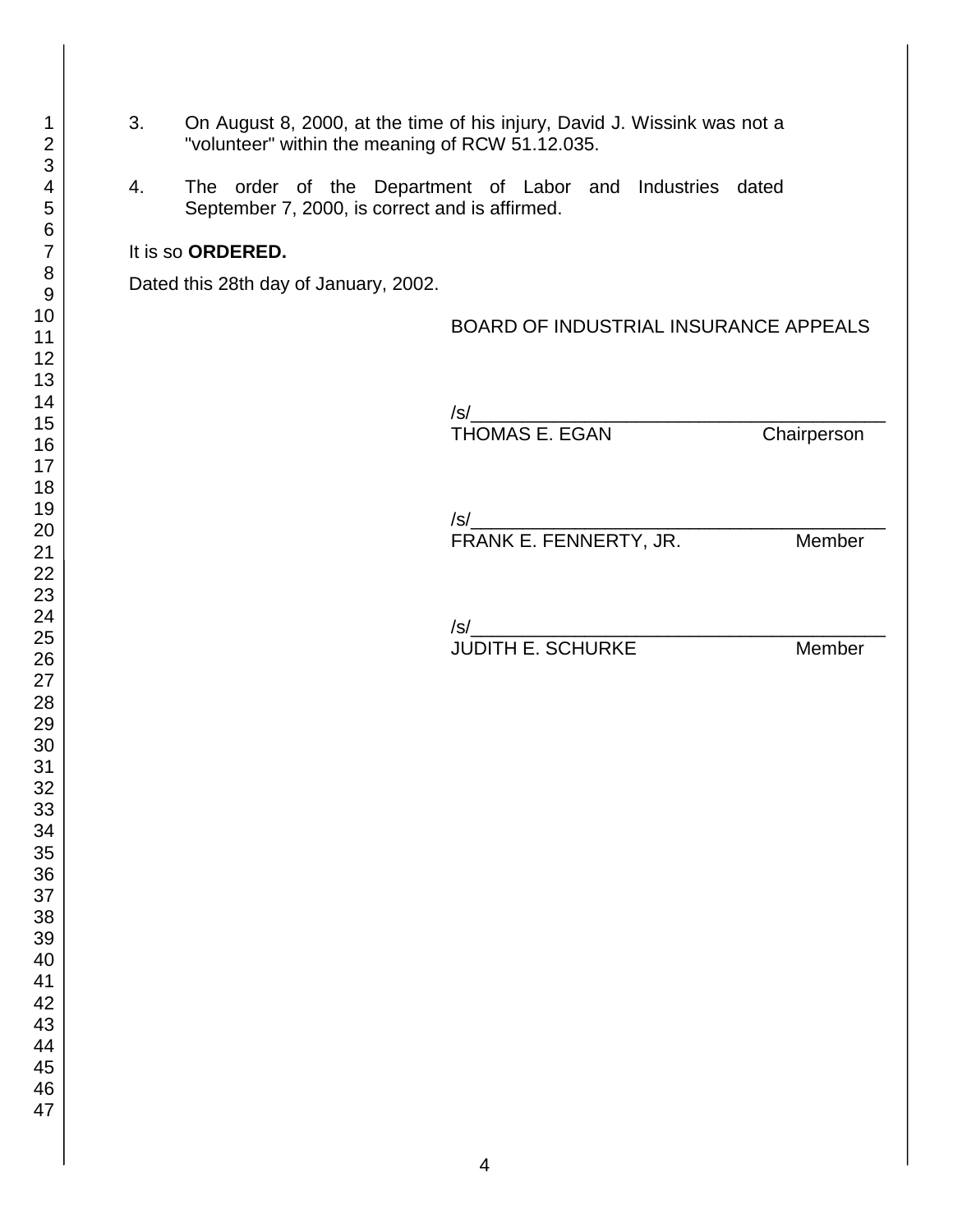3. On August 8, 2000, at the time of his injury, David J. Wissink was not a "volunteer" within the meaning of RCW 51.12.035.

4. The order of the Department of Labor and Industries dated September 7, 2000, is correct and is affirmed.

It is so **ORDERED.**

Dated this 28th day of January, 2002.

BOARD OF INDUSTRIAL INSURANCE APPEALS

/s/________________________________________
THOMAS E. EGAN Chairperson

/s/________________________________________
FRANK E. FENNERTY, JR. Member

/s/________________________________________
JUDITH E. SCHURKE Member